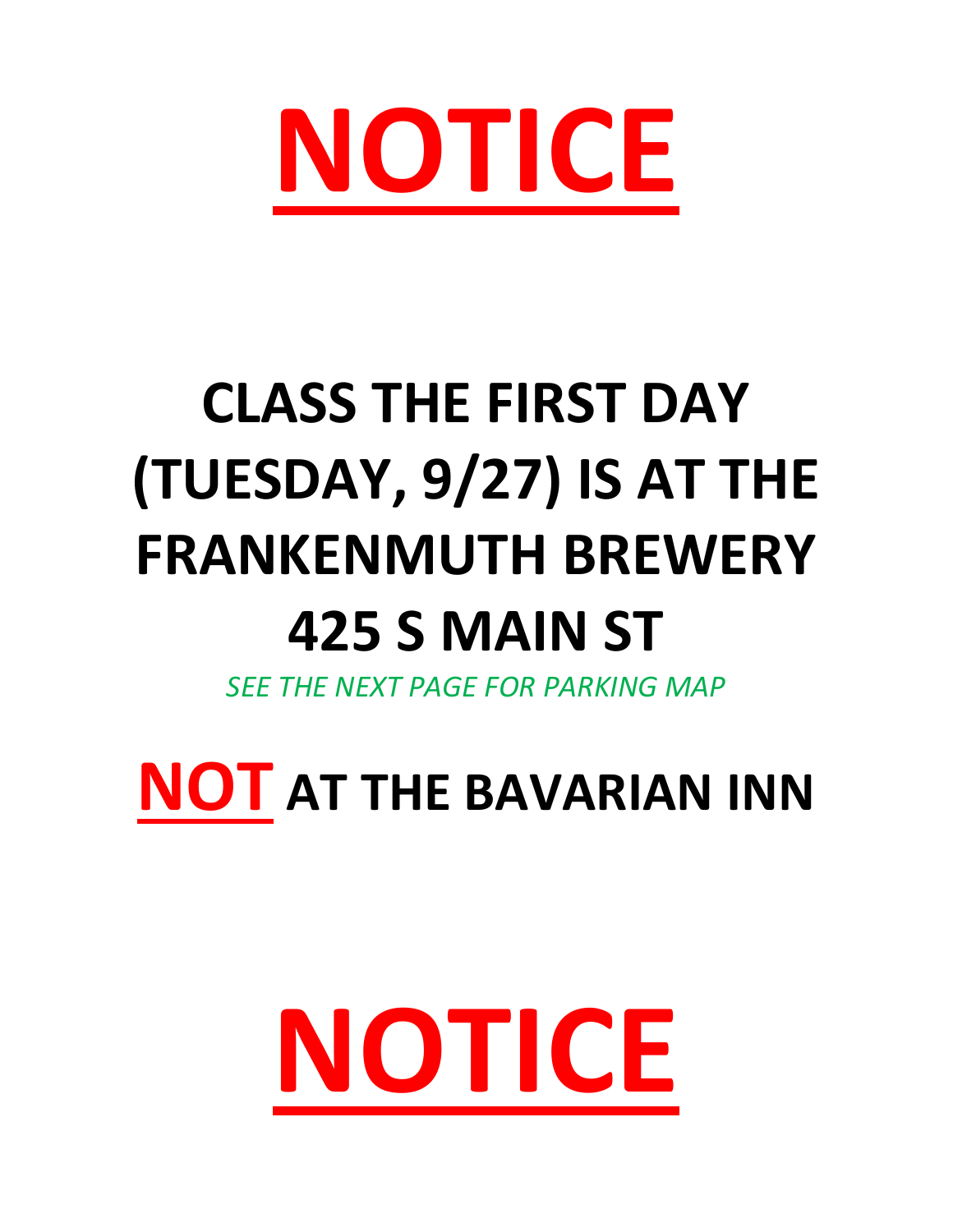# NOTICE

## CLASS THE FIRST DAY (TUESDAY, 9/27) IS AT THE FRANKENMUTH BREWERY 425 S MAIN ST

*SEE THE NEXT PAGE FOR PARKING MAP*

## NOT AT THE BAVARIAN INN

# NOTICE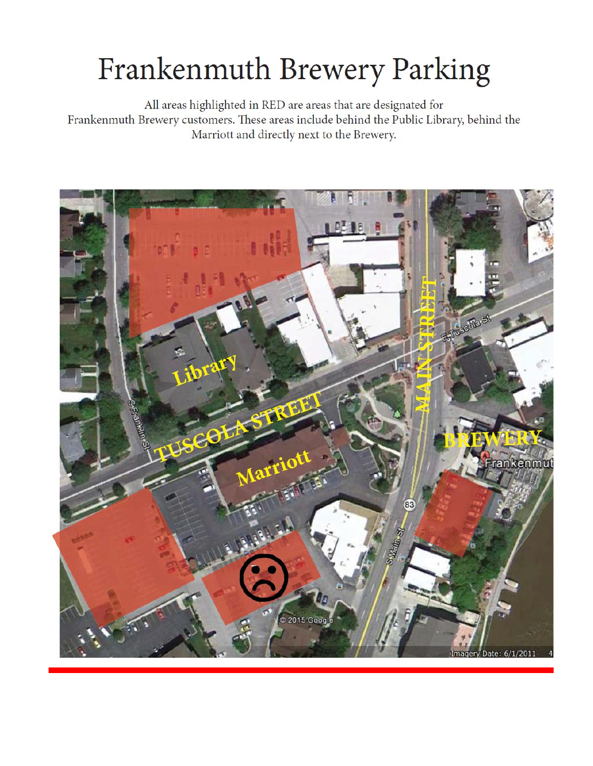# Frankenmuth Brewery Parking

All areas highlighted in RED are areas that are designated for Frankenmuth Brewery customers. These areas include behind the Public Library, behind the Marriott and directly next to the Brewery.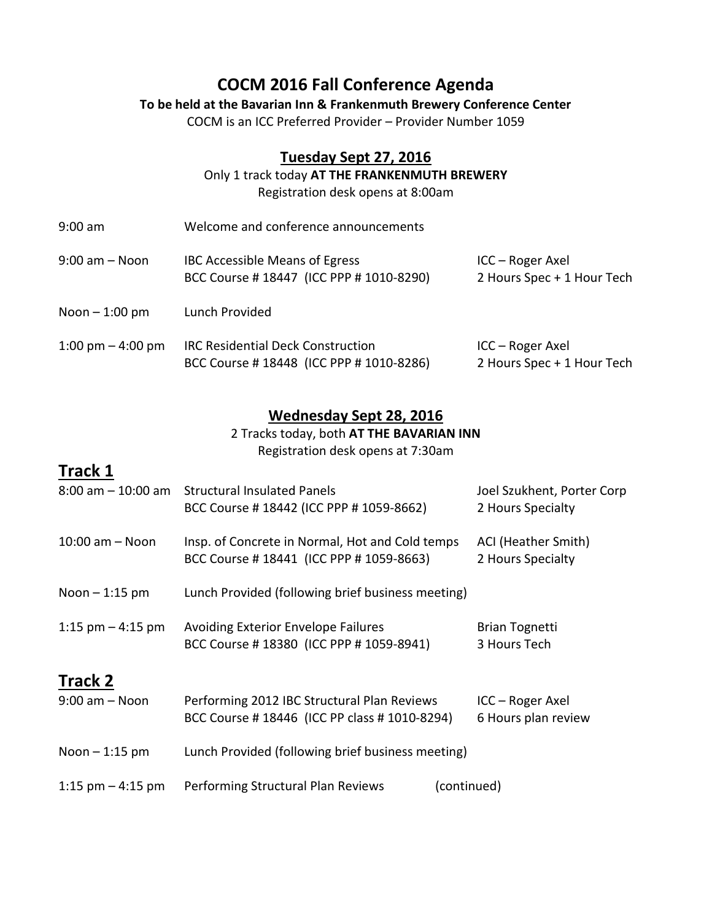# COCM 2016 Fall Conference Agenda

**To be held at the Bavarian Inn & Frankenmuth Brewery Conference Center**

COCM is an ICC Preferred Provider – Provider Number 1059

## Tuesday Sept 27, 2016

Only 1 track today **AT THE FRANKENMUTH BREWERY**

Registration desk opens at 8:00am

| Time | Session | Presenter / Credits |
|---|---|---|
| 9:00 am | Welcome and conference announcements | |
| 9:00 am – Noon | IBC Accessible Means of Egress<br>BCC Course # 18447 (ICC PPP # 1010-8290) | ICC – Roger Axel<br>2 Hours Spec + 1 Hour Tech |
| Noon – 1:00 pm | Lunch Provided | |
| 1:00 pm – 4:00 pm | IRC Residential Deck Construction<br>BCC Course # 18448 (ICC PPP # 1010-8286) | ICC – Roger Axel<br>2 Hours Spec + 1 Hour Tech |

## Wednesday Sept 28, 2016

2 Tracks today, both **AT THE BAVARIAN INN**

Registration desk opens at 7:30am

## Track 1

| Time | Session | Presenter / Credits |
|---|---|---|
| 8:00 am – 10:00 am | Structural Insulated Panels<br>BCC Course # 18442 (ICC PPP # 1059-8662) | Joel Szukhent, Porter Corp<br>2 Hours Specialty |
| 10:00 am – Noon | Insp. of Concrete in Normal, Hot and Cold temps<br>BCC Course # 18441 (ICC PPP # 1059-8663) | ACI (Heather Smith)<br>2 Hours Specialty |
| Noon – 1:15 pm | Lunch Provided (following brief business meeting) | |
| 1:15 pm – 4:15 pm | Avoiding Exterior Envelope Failures<br>BCC Course # 18380 (ICC PPP # 1059-8941) | Brian Tognetti<br>3 Hours Tech |

## Track 2

| Time | Session | Presenter / Credits |
|---|---|---|
| 9:00 am – Noon | Performing 2012 IBC Structural Plan Reviews<br>BCC Course # 18446 (ICC PP class # 1010-8294) | ICC – Roger Axel<br>6 Hours plan review |
| Noon – 1:15 pm | Lunch Provided (following brief business meeting) | |
| 1:15 pm – 4:15 pm | Performing Structural Plan Reviews (continued) | |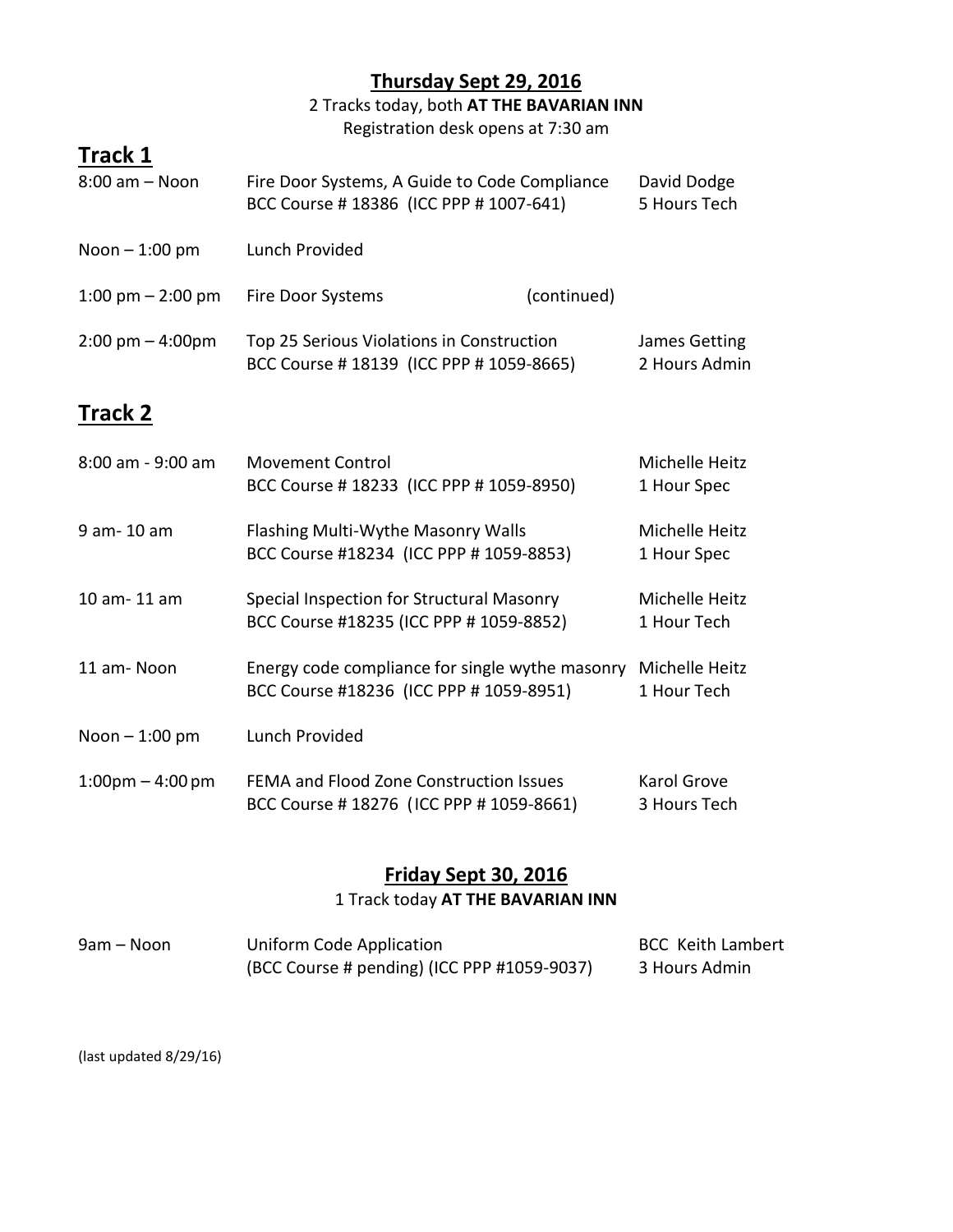## Thursday Sept 29, 2016

2 Tracks today, both **AT THE BAVARIAN INN**

Registration desk opens at 7:30 am

## Track 1

| | | |
|---|---|---|
| 8:00 am – Noon | Fire Door Systems, A Guide to Code Compliance<br>BCC Course # 18386 (ICC PPP # 1007-641) | David Dodge<br>5 Hours Tech |
| Noon – 1:00 pm | Lunch Provided | |
| 1:00 pm – 2:00 pm | Fire Door Systems (continued) | |
| 2:00 pm – 4:00pm | Top 25 Serious Violations in Construction<br>BCC Course # 18139 (ICC PPP # 1059-8665) | James Getting<br>2 Hours Admin |

## Track 2

| | | |
|---|---|---|
| 8:00 am - 9:00 am | Movement Control<br>BCC Course # 18233 (ICC PPP # 1059-8950) | Michelle Heitz<br>1 Hour Spec |
| 9 am- 10 am | Flashing Multi-Wythe Masonry Walls<br>BCC Course #18234 (ICC PPP # 1059-8853) | Michelle Heitz<br>1 Hour Spec |
| 10 am- 11 am | Special Inspection for Structural Masonry<br>BCC Course #18235 (ICC PPP # 1059-8852) | Michelle Heitz<br>1 Hour Tech |
| 11 am- Noon | Energy code compliance for single wythe masonry<br>BCC Course #18236 (ICC PPP # 1059-8951) | Michelle Heitz<br>1 Hour Tech |
| Noon – 1:00 pm | Lunch Provided | |
| 1:00pm – 4:00 pm | FEMA and Flood Zone Construction Issues<br>BCC Course # 18276 (ICC PPP # 1059-8661) | Karol Grove<br>3 Hours Tech |

## Friday Sept 30, 2016

1 Track today **AT THE BAVARIAN INN**

| | | |
|---|---|---|
| 9am – Noon | Uniform Code Application<br>(BCC Course # pending) (ICC PPP #1059-9037) | BCC Keith Lambert<br>3 Hours Admin |

(last updated 8/29/16)